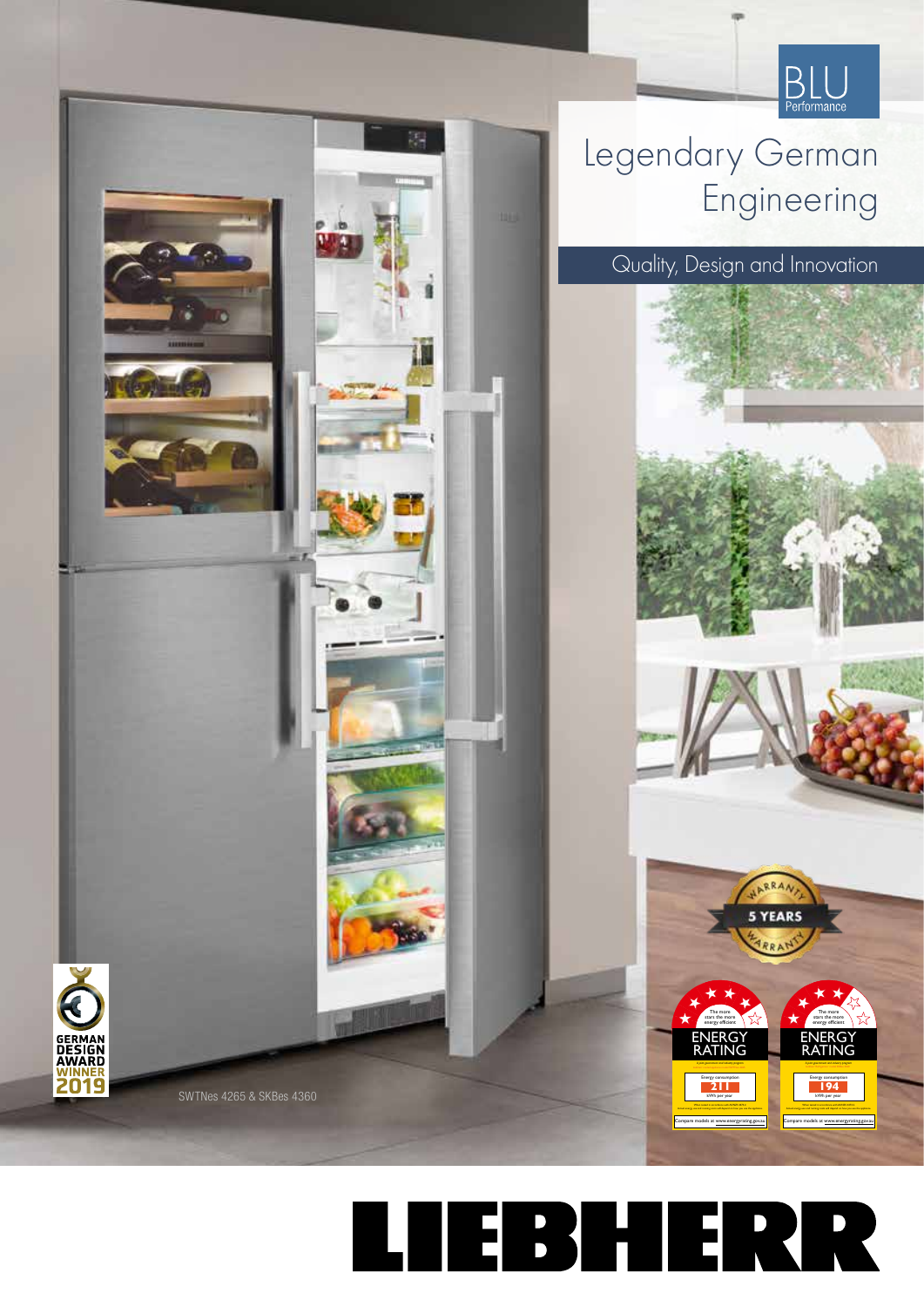BLU Performance

# Legendary German Engineering

## Quality, Design and Innovation

5 YEARS WARRANTY

GERMAN DESIGN AWARD WINNER 2019

SWTNes 4265 & SKBes 4360

ENERGY RATING

Energy consumption 211 kWh per year

Compare models at www.energyrating.gov.au

ENERGY RATING

Energy consumption 194 kWh per year

Compare models at www.energyrating.gov.au

LIEBHERR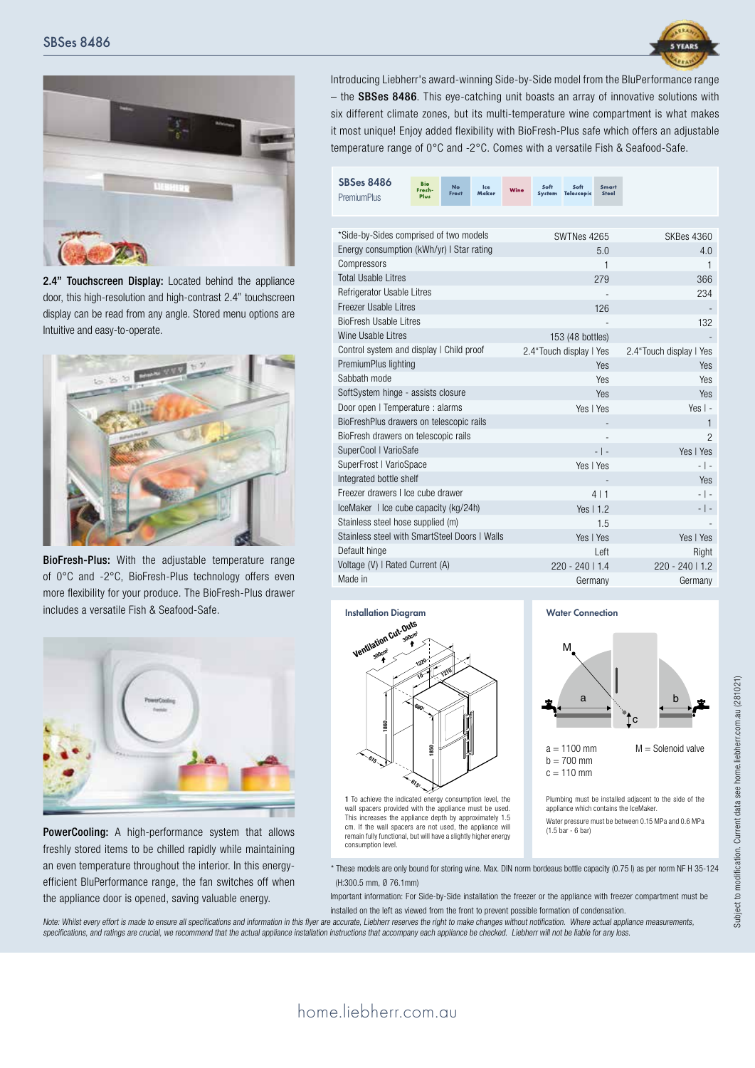## SBSes 8486

**2.4" Touchscreen Display:** Located behind the appliance door, this high-resolution and high-contrast 2.4" touchscreen display can be read from any angle. Stored menu options are Intuitive and easy-to-operate.

**BioFresh-Plus:** With the adjustable temperature range of 0°C and -2°C, BioFresh-Plus technology offers even more flexibility for your produce. The BioFresh-Plus drawer includes a versatile Fish & Seafood-Safe.

**PowerCooling:** A high-performance system that allows freshly stored items to be chilled rapidly while maintaining an even temperature throughout the interior. In this energy-efficient BluPerformance range, the fan switches off when the appliance door is opened, saving valuable energy.

Introducing Liebherr's award-winning Side-by-Side model from the BluPerformance range – the **SBSes 8486**. This eye-catching unit boasts an array of innovative solutions with six different climate zones, but its multi-temperature wine compartment is what makes it most unique! Enjoy added flexibility with BioFresh-Plus safe which offers an adjustable temperature range of 0°C and -2°C. Comes with a versatile Fish & Seafood-Safe.

**SBSes 8486**
PremiumPlus

Bio Fresh-Plus | No Frost | Ice Maker | Wine | Soft System | Soft Telescopic | Smart Steel

| | | |
|---|---|---|
| *Side-by-Sides comprised of two models | SWTNes 4265 | SKBes 4360 |
| Energy consumption (kWh/yr) I Star rating | 5.0 | 4.0 |
| Compressors | 1 | 1 |
| Total Usable Litres | 279 | 366 |
| Refrigerator Usable Litres | - | 234 |
| Freezer Usable Litres | 126 | - |
| BioFresh Usable Litres | - | 132 |
| Wine Usable Litres | 153 (48 bottles) | - |
| Control system and display I Child proof | 2.4"Touch display I Yes | 2.4"Touch display I Yes |
| PremiumPlus lighting | Yes | Yes |
| Sabbath mode | Yes | Yes |
| SoftSystem hinge - assists closure | Yes | Yes |
| Door open I Temperature : alarms | Yes I Yes | Yes I - |
| BioFreshPlus drawers on telescopic rails | - | 1 |
| BioFresh drawers on telescopic rails | - | 2 |
| SuperCool I VarioSafe | - I - | Yes I Yes |
| SuperFrost I VarioSpace | Yes I Yes | - I - |
| Integrated bottle shelf | - | Yes |
| Freezer drawers I Ice cube drawer | 4 I 1 | - I - |
| IceMaker I Ice cube capacity (kg/24h) | Yes I 1.2 | - I - |
| Stainless steel hose supplied (m) | 1.5 | - |
| Stainless steel with SmartSteel Doors I Walls | Yes I Yes | Yes I Yes |
| Default hinge | Left | Right |
| Voltage (V) I Rated Current (A) | 220 - 240 I 1.4 | 220 - 240 I 1.2 |
| Made in | Germany | Germany |

### Installation Diagram

Ventilation Cut-Outs
300cm²
300cm²
1220
10
1210
680
1860
1850
615
615

1 To achieve the indicated energy consumption level, the wall spacers provided with the appliance must be used. This increases the appliance depth by approximately 1.5 cm. If the wall spacers are not used, the appliance will remain fully functional, but will have a slightly higher energy consumption level.

### Water Connection

M
a
b
c

a = 1100 mm
b = 700 mm
c = 110 mm
M = Solenoid valve

Plumbing must be installed adjacent to the side of the appliance which contains the IceMaker.

Water pressure must be between 0.15 MPa and 0.6 MPa (1.5 bar - 6 bar)

\* These models are only bound for storing wine. Max. DIN norm bordeaus bottle capacity (0.75 l) as per norm NF H 35-124 (H:300.5 mm, Ø 76.1mm)

Important information: For Side-by-Side installation the freezer or the appliance with freezer compartment must be installed on the left as viewed from the front to prevent possible formation of condensation.

*Note: Whilst every effort is made to ensure all specifications and information in this flyer are accurate, Liebherr reserves the right to make changes without notification. Where actual appliance measurements, specifications, and ratings are crucial, we recommend that the actual appliance installation instructions that accompany each appliance be checked. Liebherr will not be liable for any loss.*

Subject to modification. Current data see home.liebherr.com.au (281021)

home.liebherr.com.au